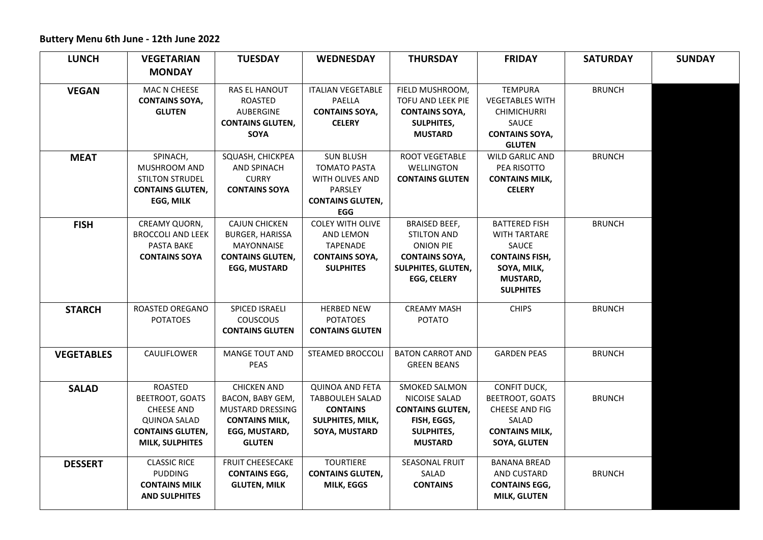**Buttery Menu 6th June - 12th June 2022**

| LUNCH | VEGETARIAN MONDAY | TUESDAY | WEDNESDAY | THURSDAY | FRIDAY | SATURDAY | SUNDAY |
|---|---|---|---|---|---|---|---|
| **VEGAN** | MAC N CHEESE **CONTAINS SOYA, GLUTEN** | RAS EL HANOUT ROASTED AUBERGINE **CONTAINS GLUTEN, SOYA** | ITALIAN VEGETABLE PAELLA **CONTAINS SOYA, CELERY** | FIELD MUSHROOM, TOFU AND LEEK PIE **CONTAINS SOYA, SULPHITES, MUSTARD** | TEMPURA VEGETABLES WITH CHIMICHURRI SAUCE **CONTAINS SOYA, GLUTEN** | BRUNCH | |
| **MEAT** | SPINACH, MUSHROOM AND STILTON STRUDEL **CONTAINS GLUTEN, EGG, MILK** | SQUASH, CHICKPEA AND SPINACH CURRY **CONTAINS SOYA** | SUN BLUSH TOMATO PASTA WITH OLIVES AND PARSLEY **CONTAINS GLUTEN, EGG** | ROOT VEGETABLE WELLINGTON **CONTAINS GLUTEN** | WILD GARLIC AND PEA RISOTTO **CONTAINS MILK, CELERY** | BRUNCH | |
| **FISH** | CREAMY QUORN, BROCCOLI AND LEEK PASTA BAKE **CONTAINS SOYA** | CAJUN CHICKEN BURGER, HARISSA MAYONNAISE **CONTAINS GLUTEN, EGG, MUSTARD** | COLEY WITH OLIVE AND LEMON TAPENADE **CONTAINS SOYA, SULPHITES** | BRAISED BEEF, STILTON AND ONION PIE **CONTAINS SOYA, SULPHITES, GLUTEN, EGG, CELERY** | BATTERED FISH WITH TARTARE SAUCE **CONTAINS FISH, SOYA, MILK, MUSTARD, SULPHITES** | BRUNCH | |
| **STARCH** | ROASTED OREGANO POTATOES | SPICED ISRAELI COUSCOUS **CONTAINS GLUTEN** | HERBED NEW POTATOES **CONTAINS GLUTEN** | CREAMY MASH POTATO | CHIPS | BRUNCH | |
| **VEGETABLES** | CAULIFLOWER | MANGE TOUT AND PEAS | STEAMED BROCCOLI | BATON CARROT AND GREEN BEANS | GARDEN PEAS | BRUNCH | |
| **SALAD** | ROASTED BEETROOT, GOATS CHEESE AND QUINOA SALAD **CONTAINS GLUTEN, MILK, SULPHITES** | CHICKEN AND BACON, BABY GEM, MUSTARD DRESSING **CONTAINS MILK, EGG, MUSTARD, GLUTEN** | QUINOA AND FETA TABBOULEH SALAD **CONTAINS SULPHITES, MILK, SOYA, MUSTARD** | SMOKED SALMON NICOISE SALAD **CONTAINS GLUTEN, FISH, EGGS, SULPHITES, MUSTARD** | CONFIT DUCK, BEETROOT, GOATS CHEESE AND FIG SALAD **CONTAINS MILK, SOYA, GLUTEN** | BRUNCH | |
| **DESSERT** | CLASSIC RICE PUDDING **CONTAINS MILK AND SULPHITES** | FRUIT CHEESECAKE **CONTAINS EGG, GLUTEN, MILK** | TOURTIERE **CONTAINS GLUTEN, MILK, EGGS** | SEASONAL FRUIT SALAD **CONTAINS** | BANANA BREAD AND CUSTARD **CONTAINS EGG, MILK, GLUTEN** | BRUNCH | |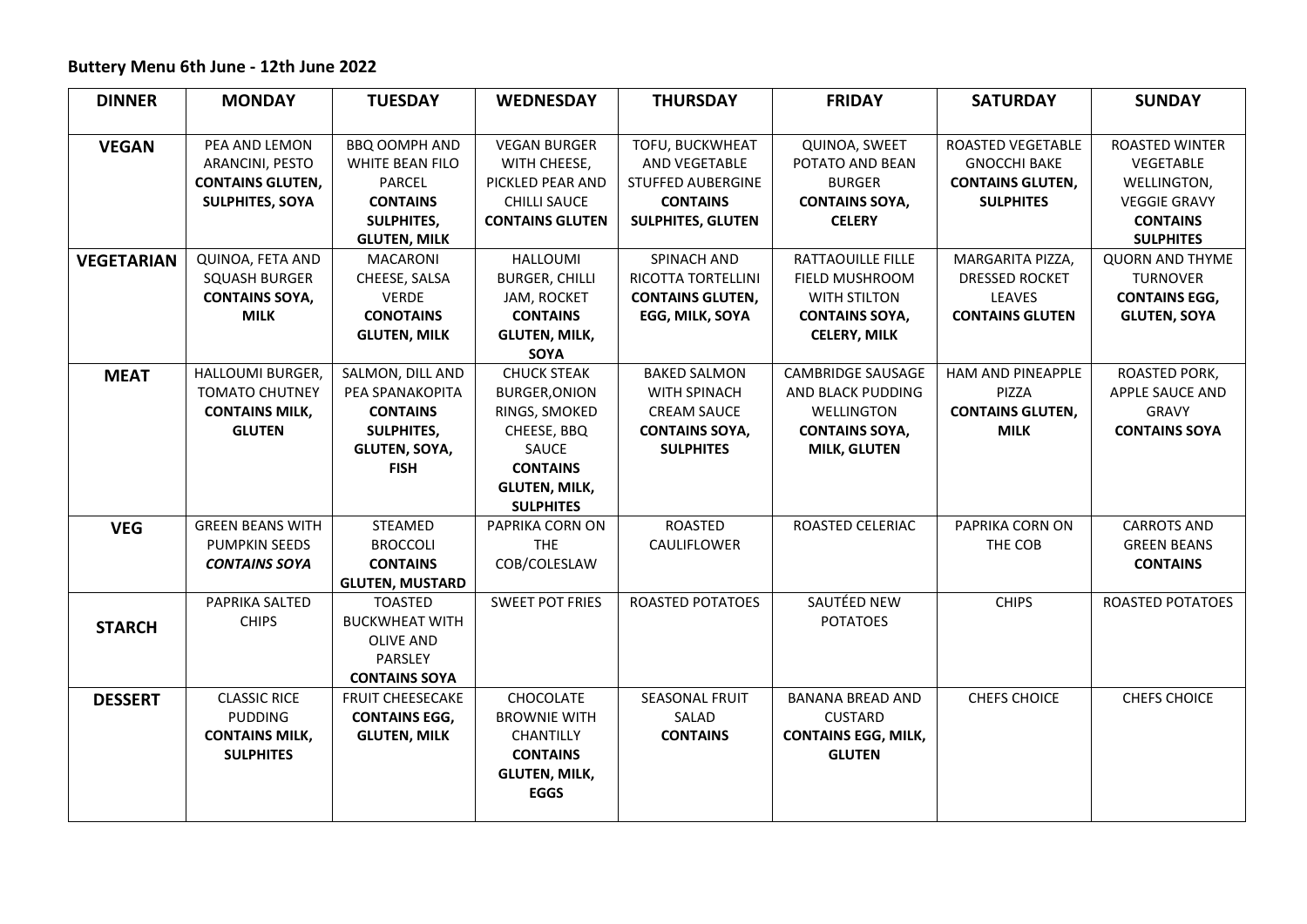**Buttery Menu 6th June - 12th June 2022**

| DINNER | MONDAY | TUESDAY | WEDNESDAY | THURSDAY | FRIDAY | SATURDAY | SUNDAY |
|---|---|---|---|---|---|---|---|
| **VEGAN** | PEA AND LEMON ARANCINI, PESTO **CONTAINS GLUTEN, SULPHITES, SOYA** | BBQ OOMPH AND WHITE BEAN FILO PARCEL **CONTAINS SULPHITES, GLUTEN, MILK** | VEGAN BURGER WITH CHEESE, PICKLED PEAR AND CHILLI SAUCE **CONTAINS GLUTEN** | TOFU, BUCKWHEAT AND VEGETABLE STUFFED AUBERGINE **CONTAINS SULPHITES, GLUTEN** | QUINOA, SWEET POTATO AND BEAN BURGER **CONTAINS SOYA, CELERY** | ROASTED VEGETABLE GNOCCHI BAKE **CONTAINS GLUTEN, SULPHITES** | ROASTED WINTER VEGETABLE WELLINGTON, VEGGIE GRAVY **CONTAINS SULPHITES** |
| **VEGETARIAN** | QUINOA, FETA AND SQUASH BURGER **CONTAINS SOYA, MILK** | MACARONI CHEESE, SALSA VERDE **CONOTAINS GLUTEN, MILK** | HALLOUMI BURGER, CHILLI JAM, ROCKET **CONTAINS GLUTEN, MILK, SOYA** | SPINACH AND RICOTTA TORTELLINI **CONTAINS GLUTEN, EGG, MILK, SOYA** | RATTAOUILLE FILLE FIELD MUSHROOM WITH STILTON **CONTAINS SOYA, CELERY, MILK** | MARGARITA PIZZA, DRESSED ROCKET LEAVES **CONTAINS GLUTEN** | QUORN AND THYME TURNOVER **CONTAINS EGG, GLUTEN, SOYA** |
| **MEAT** | HALLOUMI BURGER, TOMATO CHUTNEY **CONTAINS MILK, GLUTEN** | SALMON, DILL AND PEA SPANAKOPITA **CONTAINS SULPHITES, GLUTEN, SOYA, FISH** | CHUCK STEAK BURGER,ONION RINGS, SMOKED CHEESE, BBQ SAUCE **CONTAINS GLUTEN, MILK, SULPHITES** | BAKED SALMON WITH SPINACH CREAM SAUCE **CONTAINS SOYA, SULPHITES** | CAMBRIDGE SAUSAGE AND BLACK PUDDING WELLINGTON **CONTAINS SOYA, MILK, GLUTEN** | HAM AND PINEAPPLE PIZZA **CONTAINS GLUTEN, MILK** | ROASTED PORK, APPLE SAUCE AND GRAVY **CONTAINS SOYA** |
| **VEG** | GREEN BEANS WITH PUMPKIN SEEDS ***CONTAINS SOYA*** | STEAMED BROCCOLI **CONTAINS GLUTEN, MUSTARD** | PAPRIKA CORN ON THE COB/COLESLAW | ROASTED CAULIFLOWER | ROASTED CELERIAC | PAPRIKA CORN ON THE COB | CARROTS AND GREEN BEANS **CONTAINS** |
| **STARCH** | PAPRIKA SALTED CHIPS | TOASTED BUCKWHEAT WITH OLIVE AND PARSLEY **CONTAINS SOYA** | SWEET POT FRIES | ROASTED POTATOES | SAUTÉED NEW POTATOES | CHIPS | ROASTED POTATOES |
| **DESSERT** | CLASSIC RICE PUDDING **CONTAINS MILK, SULPHITES** | FRUIT CHEESECAKE **CONTAINS EGG, GLUTEN, MILK** | CHOCOLATE BROWNIE WITH CHANTILLY **CONTAINS GLUTEN, MILK, EGGS** | SEASONAL FRUIT SALAD **CONTAINS** | BANANA BREAD AND CUSTARD **CONTAINS EGG, MILK, GLUTEN** | CHEFS CHOICE | CHEFS CHOICE |